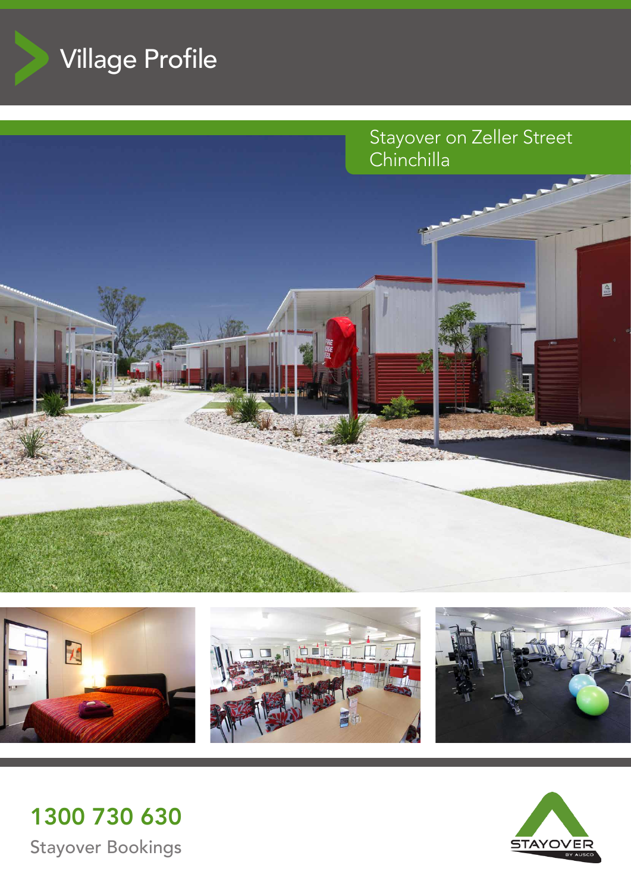# Village Profile

## Stayover on Zeller Street Chinchilla

**1300 730 630**

Stayover Bookings

STAYOVER
BY AUSCO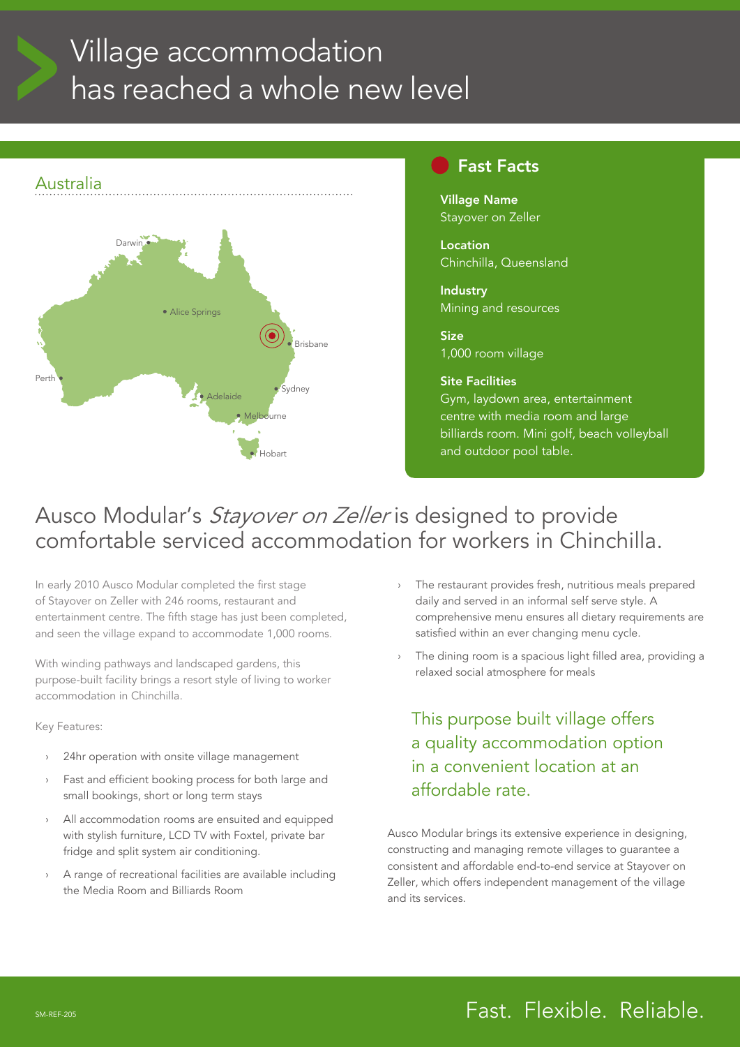# Village accommodation has reached a whole new level

## Australia

Darwin
Alice Springs
Brisbane
Perth
Adelaide
Sydney
Melbourne
Hobart

## Fast Facts

**Village Name**
Stayover on Zeller

**Location**
Chinchilla, Queensland

**Industry**
Mining and resources

**Size**
1,000 room village

**Site Facilities**
Gym, laydown area, entertainment centre with media room and large billiards room. Mini golf, beach volleyball and outdoor pool table.

## Ausco Modular's *Stayover on Zeller* is designed to provide comfortable serviced accommodation for workers in Chinchilla.

In early 2010 Ausco Modular completed the first stage of Stayover on Zeller with 246 rooms, restaurant and entertainment centre. The fifth stage has just been completed, and seen the village expand to accommodate 1,000 rooms.

With winding pathways and landscaped gardens, this purpose-built facility brings a resort style of living to worker accommodation in Chinchilla.

Key Features:

- 24hr operation with onsite village management
- Fast and efficient booking process for both large and small bookings, short or long term stays
- All accommodation rooms are ensuited and equipped with stylish furniture, LCD TV with Foxtel, private bar fridge and split system air conditioning.
- A range of recreational facilities are available including the Media Room and Billiards Room
- The restaurant provides fresh, nutritious meals prepared daily and served in an informal self serve style. A comprehensive menu ensures all dietary requirements are satisfied within an ever changing menu cycle.
- The dining room is a spacious light filled area, providing a relaxed social atmosphere for meals

This purpose built village offers a quality accommodation option in a convenient location at an affordable rate.

Ausco Modular brings its extensive experience in designing, constructing and managing remote villages to guarantee a consistent and affordable end-to-end service at Stayover on Zeller, which offers independent management of the village and its services.

SM-REF-205

Fast. Flexible. Reliable.